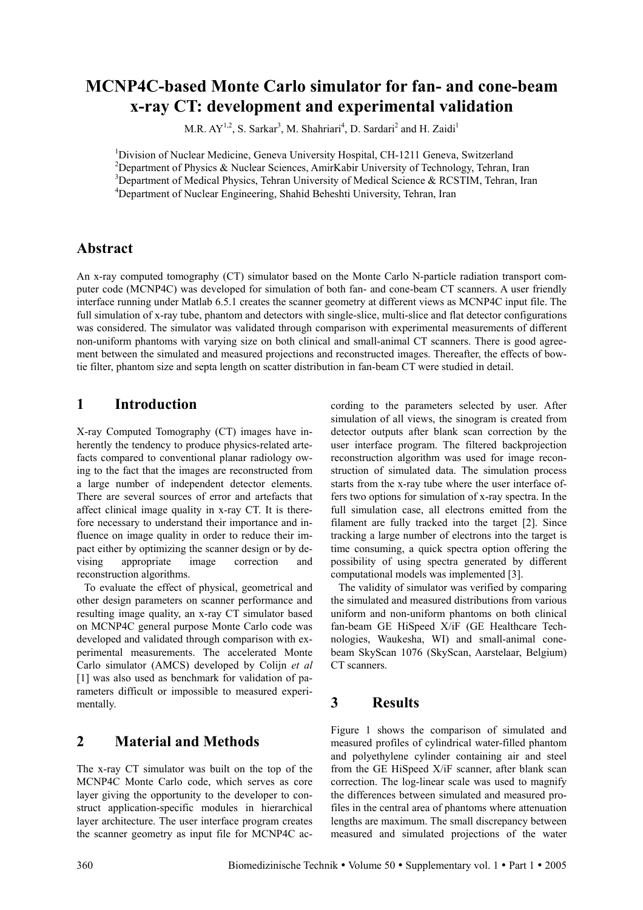# MCNP4C-based Monte Carlo simulator for fan- and cone-beam x-ray CT: development and experimental validation

M.R. AY[1,2], S. Sarkar[3], M. Shahriari[4], D. Sardari[2] and H. Zaidi[1]

[1]Division of Nuclear Medicine, Geneva University Hospital, CH-1211 Geneva, Switzerland
[2]Department of Physics & Nuclear Sciences, AmirKabir University of Technology, Tehran, Iran
[3]Department of Medical Physics, Tehran University of Medical Science & RCSTIM, Tehran, Iran
[4]Department of Nuclear Engineering, Shahid Beheshti University, Tehran, Iran

## Abstract

An x-ray computed tomography (CT) simulator based on the Monte Carlo N-particle radiation transport computer code (MCNP4C) was developed for simulation of both fan- and cone-beam CT scanners. A user friendly interface running under Matlab 6.5.1 creates the scanner geometry at different views as MCNP4C input file. The full simulation of x-ray tube, phantom and detectors with single-slice, multi-slice and flat detector configurations was considered. The simulator was validated through comparison with experimental measurements of different non-uniform phantoms with varying size on both clinical and small-animal CT scanners. There is good agreement between the simulated and measured projections and reconstructed images. Thereafter, the effects of bowtie filter, phantom size and septa length on scatter distribution in fan-beam CT were studied in detail.

## 1 Introduction

X-ray Computed Tomography (CT) images have inherently the tendency to produce physics-related artefacts compared to conventional planar radiology owing to the fact that the images are reconstructed from a large number of independent detector elements. There are several sources of error and artefacts that affect clinical image quality in x-ray CT. It is therefore necessary to understand their importance and influence on image quality in order to reduce their impact either by optimizing the scanner design or by devising appropriate image correction and reconstruction algorithms.

To evaluate the effect of physical, geometrical and other design parameters on scanner performance and resulting image quality, an x-ray CT simulator based on MCNP4C general purpose Monte Carlo code was developed and validated through comparison with experimental measurements. The accelerated Monte Carlo simulator (AMCS) developed by Colijn *et al* [1] was also used as benchmark for validation of parameters difficult or impossible to measured experimentally.

## 2 Material and Methods

The x-ray CT simulator was built on the top of the MCNP4C Monte Carlo code, which serves as core layer giving the opportunity to the developer to construct application-specific modules in hierarchical layer architecture. The user interface program creates the scanner geometry as input file for MCNP4C according to the parameters selected by user. After simulation of all views, the sinogram is created from detector outputs after blank scan correction by the user interface program. The filtered backprojection reconstruction algorithm was used for image reconstruction of simulated data. The simulation process starts from the x-ray tube where the user interface offers two options for simulation of x-ray spectra. In the full simulation case, all electrons emitted from the filament are fully tracked into the target [2]. Since tracking a large number of electrons into the target is time consuming, a quick spectra option offering the possibility of using spectra generated by different computational models was implemented [3].

The validity of simulator was verified by comparing the simulated and measured distributions from various uniform and non-uniform phantoms on both clinical fan-beam GE HiSpeed X/iF (GE Healthcare Technologies, Waukesha, WI) and small-animal cone-beam SkyScan 1076 (SkyScan, Aarstelaar, Belgium) CT scanners.

## 3 Results

Figure 1 shows the comparison of simulated and measured profiles of cylindrical water-filled phantom and polyethylene cylinder containing air and steel from the GE HiSpeed X/iF scanner, after blank scan correction. The log-linear scale was used to magnify the differences between simulated and measured profiles in the central area of phantoms where attenuation lengths are maximum. The small discrepancy between measured and simulated projections of the water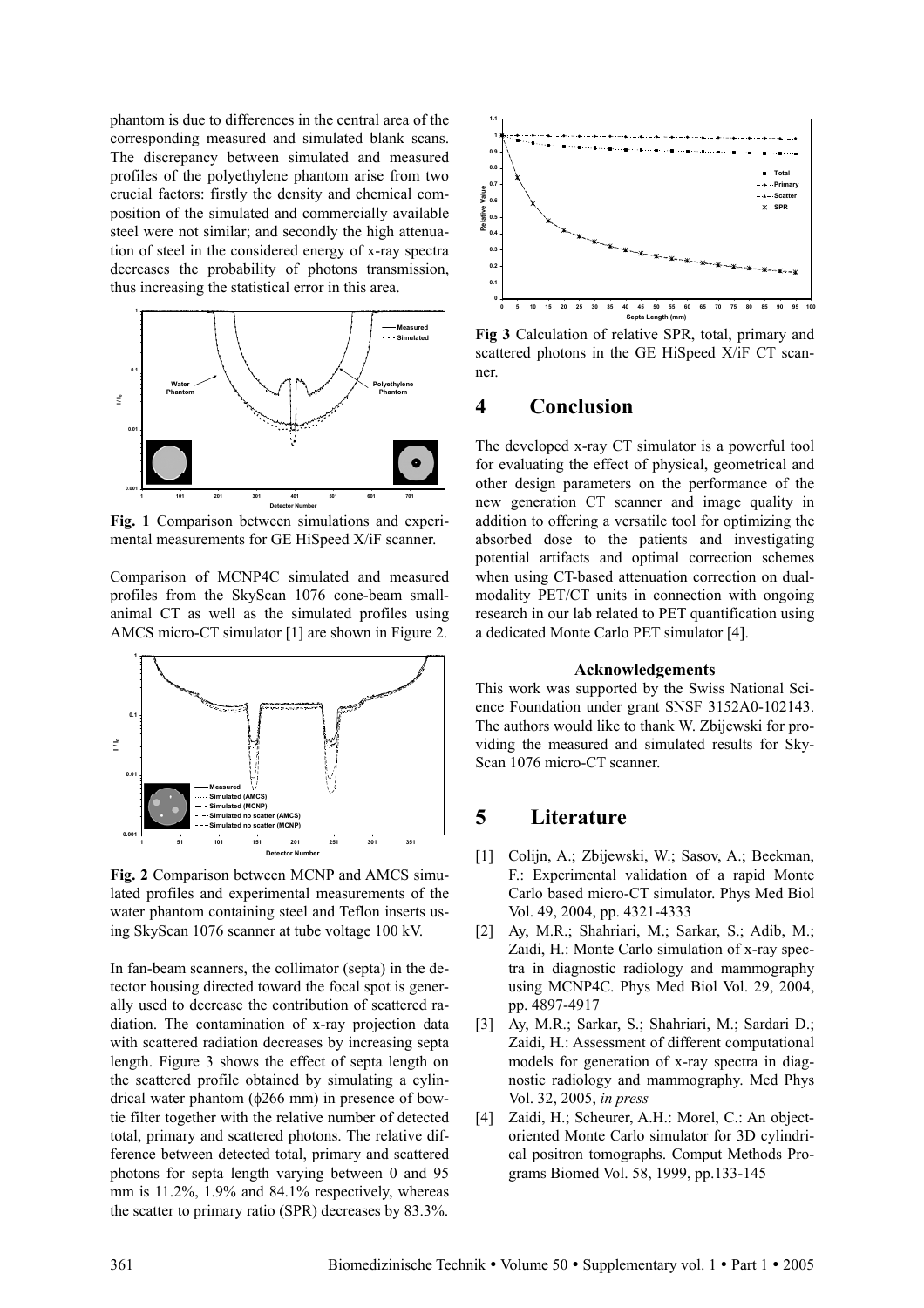phantom is due to differences in the central area of the corresponding measured and simulated blank scans. The discrepancy between simulated and measured profiles of the polyethylene phantom arise from two crucial factors: firstly the density and chemical composition of the simulated and commercially available steel were not similar; and secondly the high attenuation of steel in the considered energy of x-ray spectra decreases the probability of photons transmission, thus increasing the statistical error in this area.

Measured
Simulated
Water Phantom
Polyethylene Phantom
I / I0
Detector Number
1
0.1
0.01
0.001
1 101 201 301 401 501 601 701

**Fig. 1** Comparison between simulations and experimental measurements for GE HiSpeed X/iF scanner.

Comparison of MCNP4C simulated and measured profiles from the SkyScan 1076 cone-beam small-animal CT as well as the simulated profiles using AMCS micro-CT simulator [1] are shown in Figure 2.

Measured
Simulated (AMCS)
Simulated (MCNP)
Simulated no scatter (AMCS)
Simulated no scatter (MCNP)
I / I0
Detector Number
1
0.1
0.01
0.001
1 51 101 151 201 251 301 351

**Fig. 2** Comparison between MCNP and AMCS simulated profiles and experimental measurements of the water phantom containing steel and Teflon inserts using SkyScan 1076 scanner at tube voltage 100 kV.

In fan-beam scanners, the collimator (septa) in the detector housing directed toward the focal spot is generally used to decrease the contribution of scattered radiation. The contamination of x-ray projection data with scattered radiation decreases by increasing septa length. Figure 3 shows the effect of septa length on the scattered profile obtained by simulating a cylindrical water phantom (ϕ266 mm) in presence of bowtie filter together with the relative number of detected total, primary and scattered photons. The relative difference between detected total, primary and scattered photons for septa length varying between 0 and 95 mm is 11.2%, 1.9% and 84.1% respectively, whereas the scatter to primary ratio (SPR) decreases by 83.3%.

Total
Primary
Scatter
SPR
Relative Value
Septa Length (mm)
1.1
1
0.9
0.8
0.7
0.6
0.5
0.4
0.3
0.2
0.1
0
0 5 10 15 20 25 30 35 40 45 50 55 60 65 70 75 80 85 90 95 100

**Fig 3** Calculation of relative SPR, total, primary and scattered photons in the GE HiSpeed X/iF CT scanner.

# 4 Conclusion

The developed x-ray CT simulator is a powerful tool for evaluating the effect of physical, geometrical and other design parameters on the performance of the new generation CT scanner and image quality in addition to offering a versatile tool for optimizing the absorbed dose to the patients and investigating potential artifacts and optimal correction schemes when using CT-based attenuation correction on dual-modality PET/CT units in connection with ongoing research in our lab related to PET quantification using a dedicated Monte Carlo PET simulator [4].

### Acknowledgements

This work was supported by the Swiss National Science Foundation under grant SNSF 3152A0-102143. The authors would like to thank W. Zbijewski for providing the measured and simulated results for SkyScan 1076 micro-CT scanner.

# 5 Literature

[1] Colijn, A.; Zbijewski, W.; Sasov, A.; Beekman, F.: Experimental validation of a rapid Monte Carlo based micro-CT simulator. Phys Med Biol Vol. 49, 2004, pp. 4321-4333

[2] Ay, M.R.; Shahriari, M.; Sarkar, S.; Adib, M.; Zaidi, H.: Monte Carlo simulation of x-ray spectra in diagnostic radiology and mammography using MCNP4C. Phys Med Biol Vol. 29, 2004, pp. 4897-4917

[3] Ay, M.R.; Sarkar, S.; Shahriari, M.; Sardari D.; Zaidi, H.: Assessment of different computational models for generation of x-ray spectra in diagnostic radiology and mammography. Med Phys Vol. 32, 2005, *in press*

[4] Zaidi, H.; Scheurer, A.H.: Morel, C.: An object-oriented Monte Carlo simulator for 3D cylindrical positron tomographs. Comput Methods Programs Biomed Vol. 58, 1999, pp.133-145